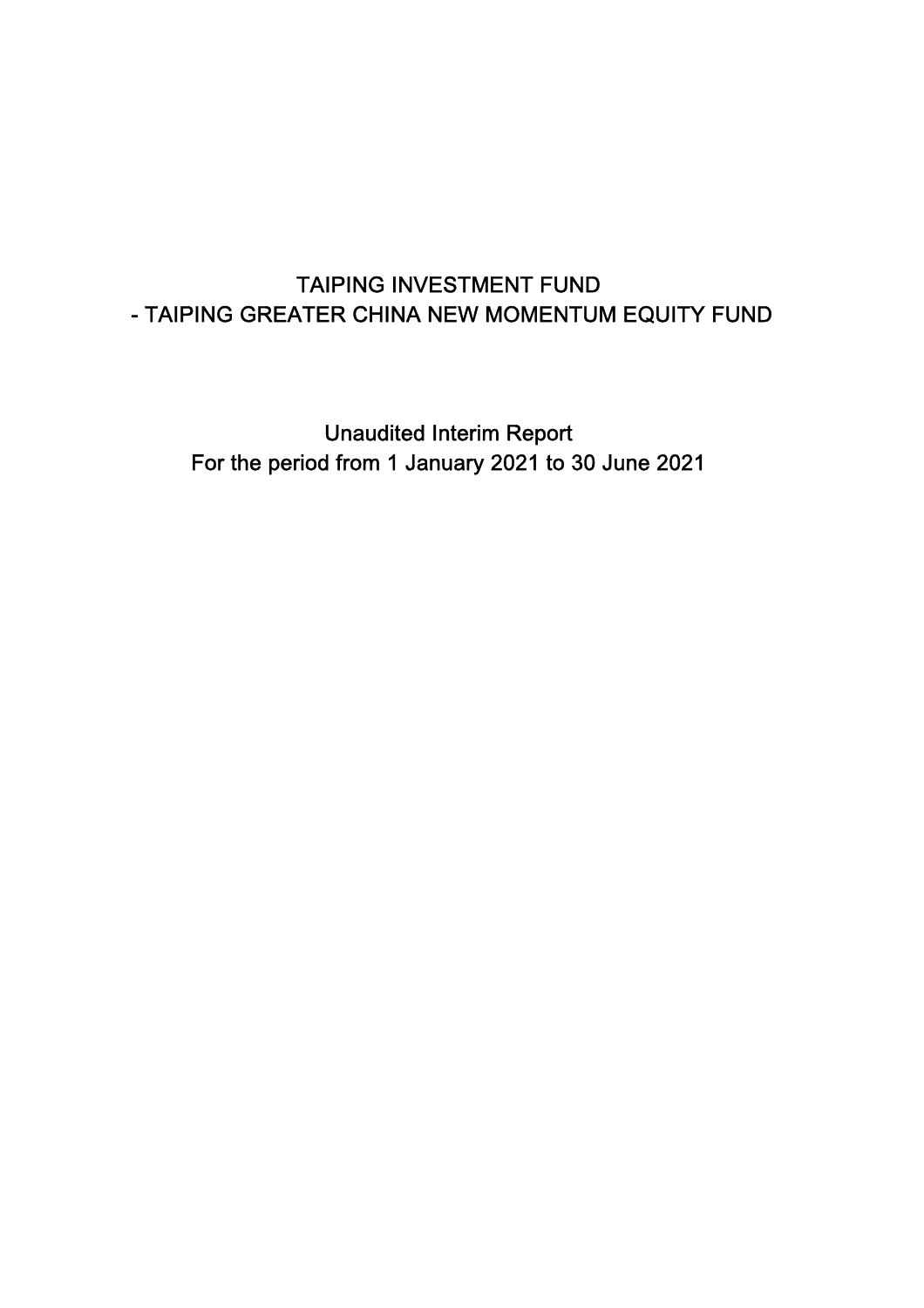# TAIPING INVESTMENT FUND
# - TAIPING GREATER CHINA NEW MOMENTUM EQUITY FUND

## Unaudited Interim Report
## For the period from 1 January 2021 to 30 June 2021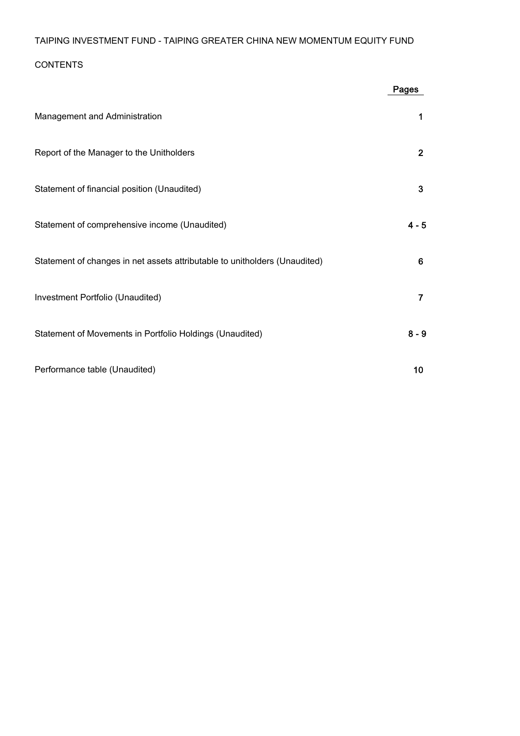TAIPING INVESTMENT FUND - TAIPING GREATER CHINA NEW MOMENTUM EQUITY FUND

## CONTENTS

| | Pages |
|---|---|
| Management and Administration | 1 |
| Report of the Manager to the Unitholders | 2 |
| Statement of financial position (Unaudited) | 3 |
| Statement of comprehensive income (Unaudited) | 4 - 5 |
| Statement of changes in net assets attributable to unitholders (Unaudited) | 6 |
| Investment Portfolio (Unaudited) | 7 |
| Statement of Movements in Portfolio Holdings (Unaudited) | 8 - 9 |
| Performance table (Unaudited) | 10 |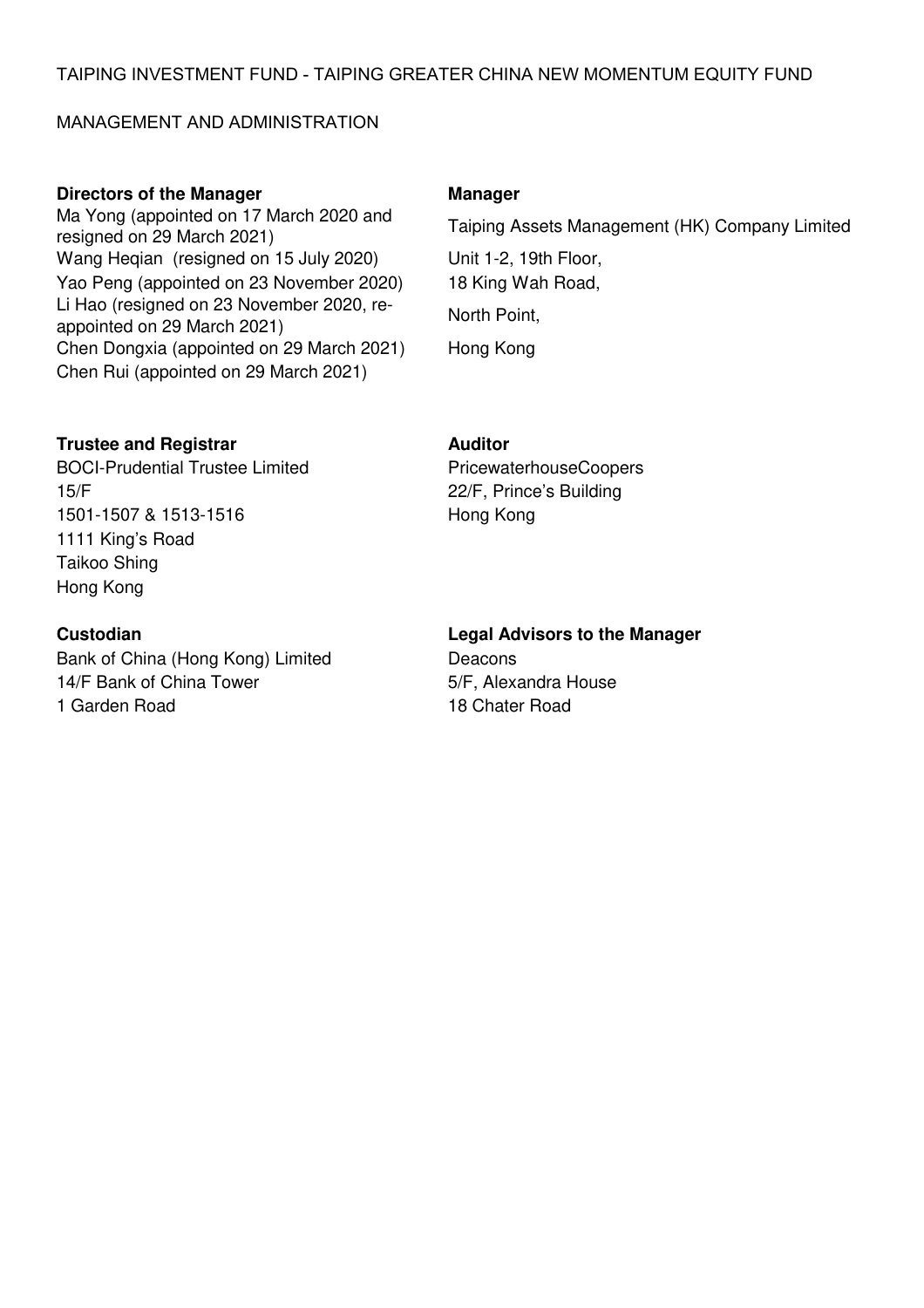TAIPING INVESTMENT FUND - TAIPING GREATER CHINA NEW MOMENTUM EQUITY FUND

MANAGEMENT AND ADMINISTRATION

**Directors of the Manager**

Ma Yong (appointed on 17 March 2020 and resigned on 29 March 2021)
Wang Heqian (resigned on 15 July 2020)
Yao Peng (appointed on 23 November 2020)
Li Hao (resigned on 23 November 2020, re-appointed on 29 March 2021)
Chen Dongxia (appointed on 29 March 2021)
Chen Rui (appointed on 29 March 2021)

**Manager**

Taiping Assets Management (HK) Company Limited
Unit 1-2, 19th Floor,
18 King Wah Road,
North Point,
Hong Kong

**Trustee and Registrar**

BOCI-Prudential Trustee Limited
15/F
1501-1507 & 1513-1516
1111 King's Road
Taikoo Shing
Hong Kong

**Auditor**

PricewaterhouseCoopers
22/F, Prince's Building
Hong Kong

**Custodian**

Bank of China (Hong Kong) Limited
14/F Bank of China Tower
1 Garden Road

**Legal Advisors to the Manager**

Deacons
5/F, Alexandra House
18 Chater Road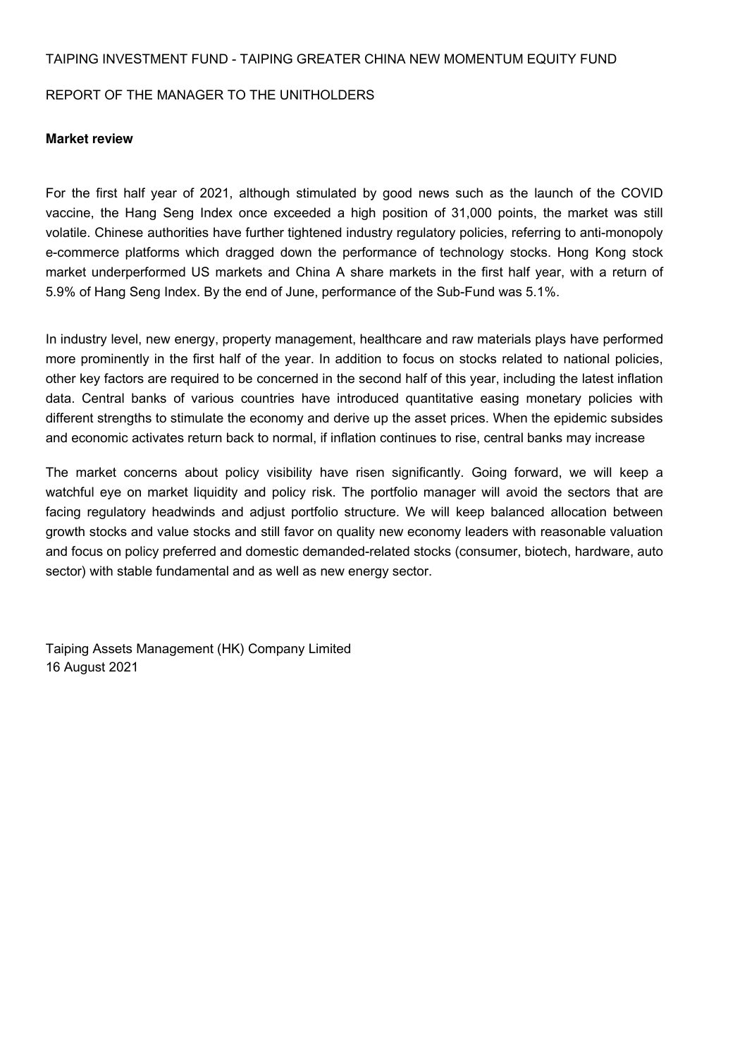TAIPING INVESTMENT FUND - TAIPING GREATER CHINA NEW MOMENTUM EQUITY FUND

REPORT OF THE MANAGER TO THE UNITHOLDERS

**Market review**

For the first half year of 2021, although stimulated by good news such as the launch of the COVID vaccine, the Hang Seng Index once exceeded a high position of 31,000 points, the market was still volatile. Chinese authorities have further tightened industry regulatory policies, referring to anti-monopoly e-commerce platforms which dragged down the performance of technology stocks. Hong Kong stock market underperformed US markets and China A share markets in the first half year, with a return of 5.9% of Hang Seng Index. By the end of June, performance of the Sub-Fund was 5.1%.

In industry level, new energy, property management, healthcare and raw materials plays have performed more prominently in the first half of the year. In addition to focus on stocks related to national policies, other key factors are required to be concerned in the second half of this year, including the latest inflation data. Central banks of various countries have introduced quantitative easing monetary policies with different strengths to stimulate the economy and derive up the asset prices. When the epidemic subsides and economic activates return back to normal, if inflation continues to rise, central banks may increase

The market concerns about policy visibility have risen significantly. Going forward, we will keep a watchful eye on market liquidity and policy risk. The portfolio manager will avoid the sectors that are facing regulatory headwinds and adjust portfolio structure. We will keep balanced allocation between growth stocks and value stocks and still favor on quality new economy leaders with reasonable valuation and focus on policy preferred and domestic demanded-related stocks (consumer, biotech, hardware, auto sector) with stable fundamental and as well as new energy sector.

Taiping Assets Management (HK) Company Limited
16 August 2021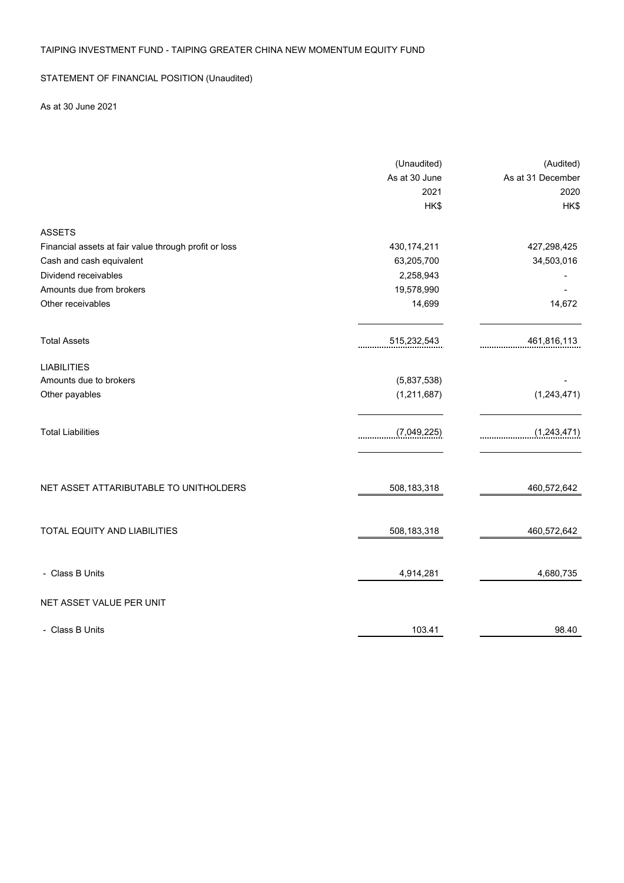TAIPING INVESTMENT FUND - TAIPING GREATER CHINA NEW MOMENTUM EQUITY FUND

STATEMENT OF FINANCIAL POSITION (Unaudited)

As at 30 June 2021

| | (Unaudited) As at 30 June 2021 HK$ | (Audited) As at 31 December 2020 HK$ |
|---|---|---|
| ASSETS | | |
| Financial assets at fair value through profit or loss | 430,174,211 | 427,298,425 |
| Cash and cash equivalent | 63,205,700 | 34,503,016 |
| Dividend receivables | 2,258,943 | - |
| Amounts due from brokers | 19,578,990 | - |
| Other receivables | 14,699 | 14,672 |
| Total Assets | 515,232,543 | 461,816,113 |
| LIABILITIES | | |
| Amounts due to brokers | (5,837,538) | - |
| Other payables | (1,211,687) | (1,243,471) |
| Total Liabilities | (7,049,225) | (1,243,471) |
| NET ASSET ATTARIBUTABLE TO UNITHOLDERS | 508,183,318 | 460,572,642 |
| TOTAL EQUITY AND LIABILITIES | 508,183,318 | 460,572,642 |
| - Class B Units | 4,914,281 | 4,680,735 |
| NET ASSET VALUE PER UNIT | | |
| - Class B Units | 103.41 | 98.40 |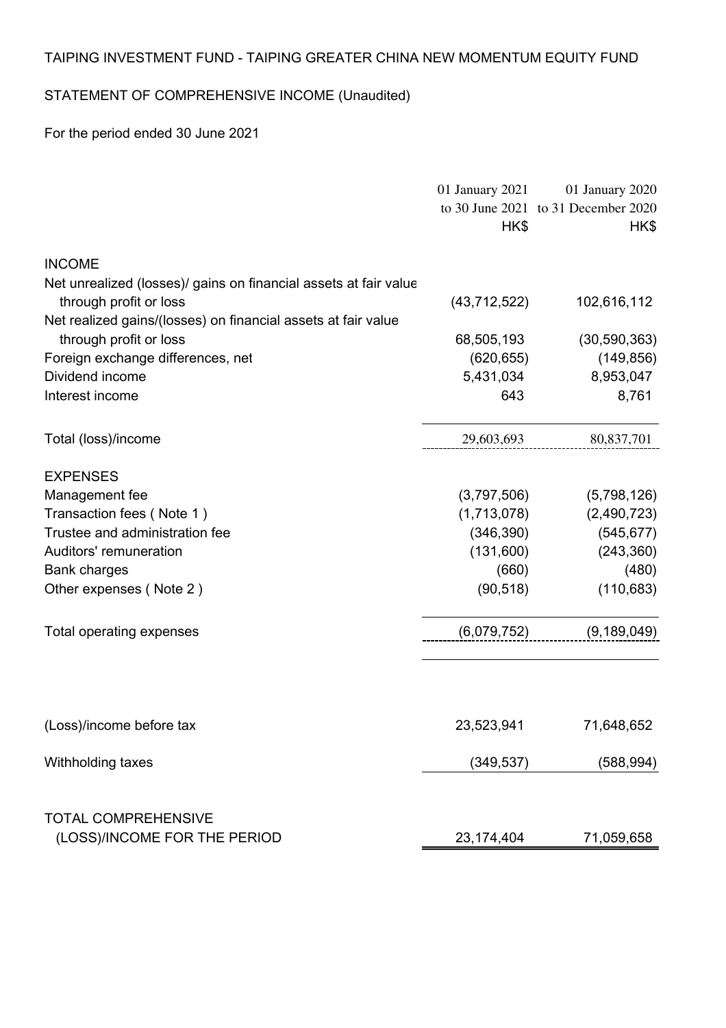TAIPING INVESTMENT FUND - TAIPING GREATER CHINA NEW MOMENTUM EQUITY FUND

STATEMENT OF COMPREHENSIVE INCOME (Unaudited)

For the period ended 30 June 2021

| | 01 January 2021 to 30 June 2021 HK$ | 01 January 2020 to 31 December 2020 HK$ |
|---|---|---|
| **INCOME** | | |
| Net unrealized (losses)/ gains on financial assets at fair value through profit or loss | (43,712,522) | 102,616,112 |
| Net realized gains/(losses) on financial assets at fair value through profit or loss | 68,505,193 | (30,590,363) |
| Foreign exchange differences, net | (620,655) | (149,856) |
| Dividend income | 5,431,034 | 8,953,047 |
| Interest income | 643 | 8,761 |
| Total (loss)/income | 29,603,693 | 80,837,701 |
| **EXPENSES** | | |
| Management fee | (3,797,506) | (5,798,126) |
| Transaction fees ( Note 1 ) | (1,713,078) | (2,490,723) |
| Trustee and administration fee | (346,390) | (545,677) |
| Auditors' remuneration | (131,600) | (243,360) |
| Bank charges | (660) | (480) |
| Other expenses ( Note 2 ) | (90,518) | (110,683) |
| Total operating expenses | (6,079,752) | (9,189,049) |
| (Loss)/income before tax | 23,523,941 | 71,648,652 |
| Withholding taxes | (349,537) | (588,994) |
| TOTAL COMPREHENSIVE (LOSS)/INCOME FOR THE PERIOD | 23,174,404 | 71,059,658 |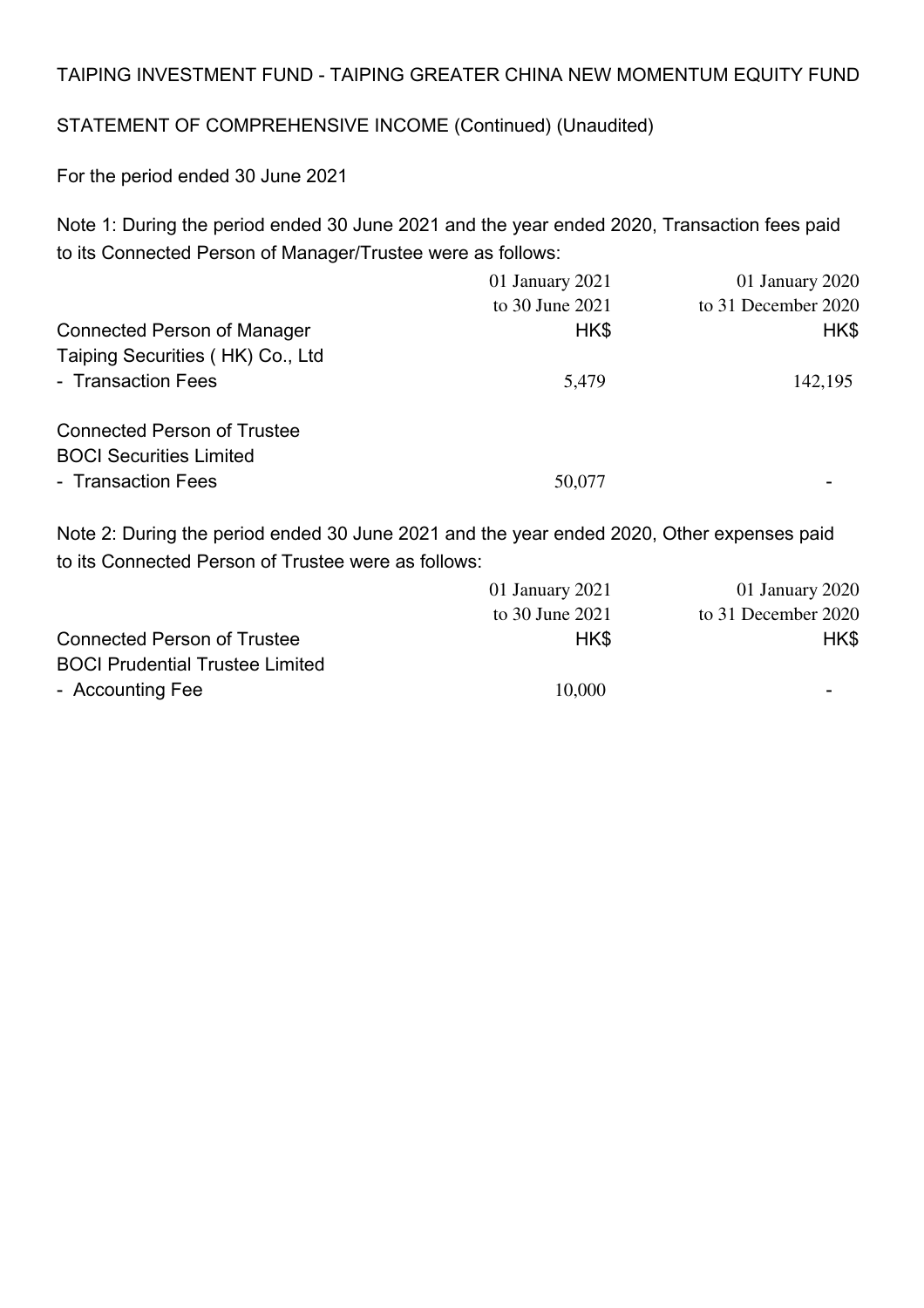TAIPING INVESTMENT FUND - TAIPING GREATER CHINA NEW MOMENTUM EQUITY FUND

STATEMENT OF COMPREHENSIVE INCOME (Continued) (Unaudited)

For the period ended 30 June 2021

Note 1: During the period ended 30 June 2021 and the year ended 2020, Transaction fees paid to its Connected Person of Manager/Trustee were as follows:

| | 01 January 2021 to 30 June 2021 | 01 January 2020 to 31 December 2020 |
|---|---|---|
| Connected Person of Manager | HK$ | HK$ |
| Taiping Securities ( HK) Co., Ltd | | |
| - Transaction Fees | 5,479 | 142,195 |
| | | |
| Connected Person of Trustee | | |
| BOCI Securities Limited | | |
| - Transaction Fees | 50,077 | - |

Note 2: During the period ended 30 June 2021 and the year ended 2020, Other expenses paid to its Connected Person of Trustee were as follows:

| | 01 January 2021 to 30 June 2021 | 01 January 2020 to 31 December 2020 |
|---|---|---|
| Connected Person of Trustee | HK$ | HK$ |
| BOCI Prudential Trustee Limited | | |
| - Accounting Fee | 10,000 | - |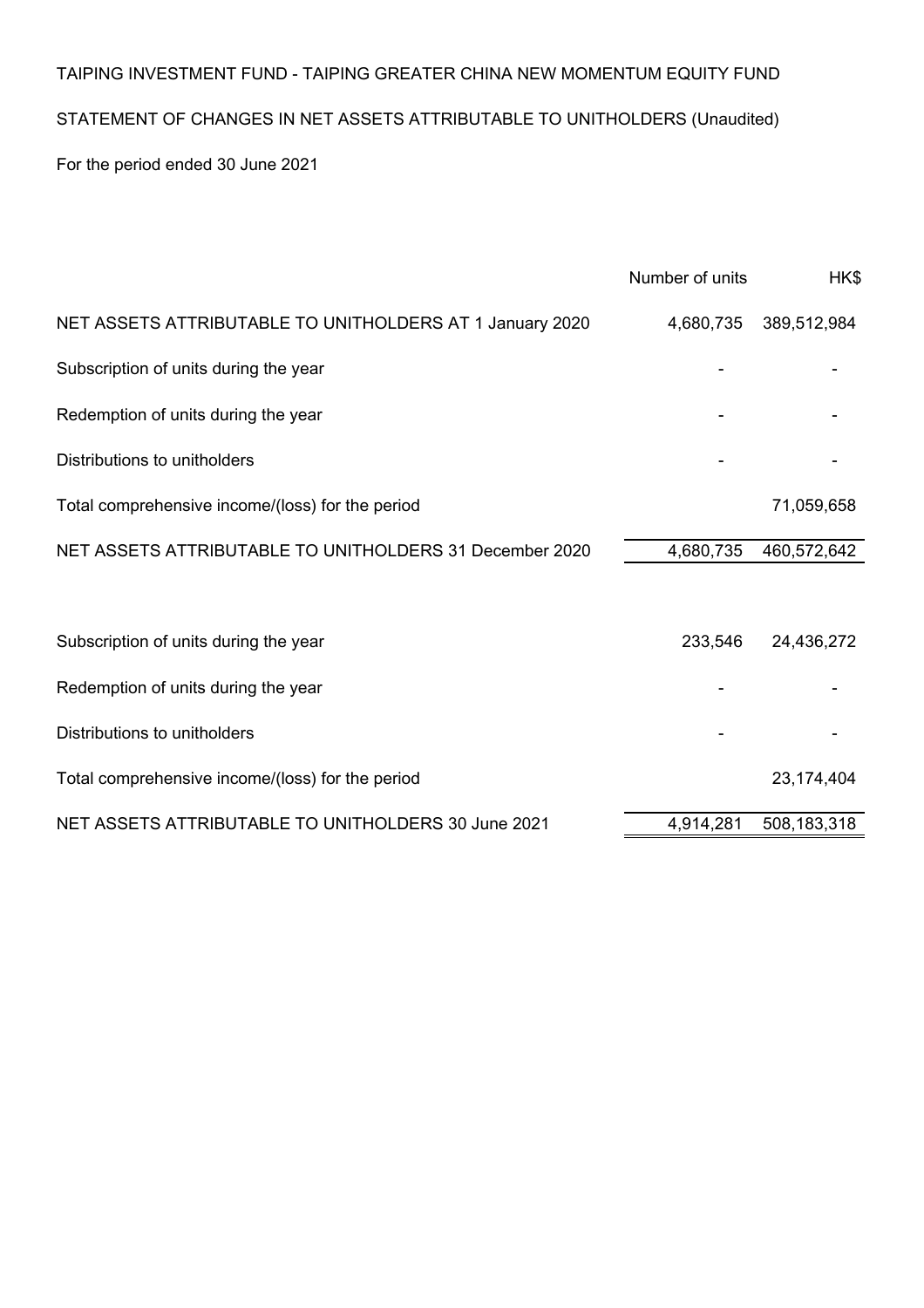TAIPING INVESTMENT FUND - TAIPING GREATER CHINA NEW MOMENTUM EQUITY FUND

STATEMENT OF CHANGES IN NET ASSETS ATTRIBUTABLE TO UNITHOLDERS (Unaudited)

For the period ended 30 June 2021

| | Number of units | HK$ |
|---|---|---|
| NET ASSETS ATTRIBUTABLE TO UNITHOLDERS AT 1 January 2020 | 4,680,735 | 389,512,984 |
| Subscription of units during the year | - | - |
| Redemption of units during the year | - | - |
| Distributions to unitholders | - | - |
| Total comprehensive income/(loss) for the period | | 71,059,658 |
| NET ASSETS ATTRIBUTABLE TO UNITHOLDERS 31 December 2020 | 4,680,735 | 460,572,642 |
| | | |
| Subscription of units during the year | 233,546 | 24,436,272 |
| Redemption of units during the year | - | - |
| Distributions to unitholders | - | - |
| Total comprehensive income/(loss) for the period | | 23,174,404 |
| NET ASSETS ATTRIBUTABLE TO UNITHOLDERS 30 June 2021 | 4,914,281 | 508,183,318 |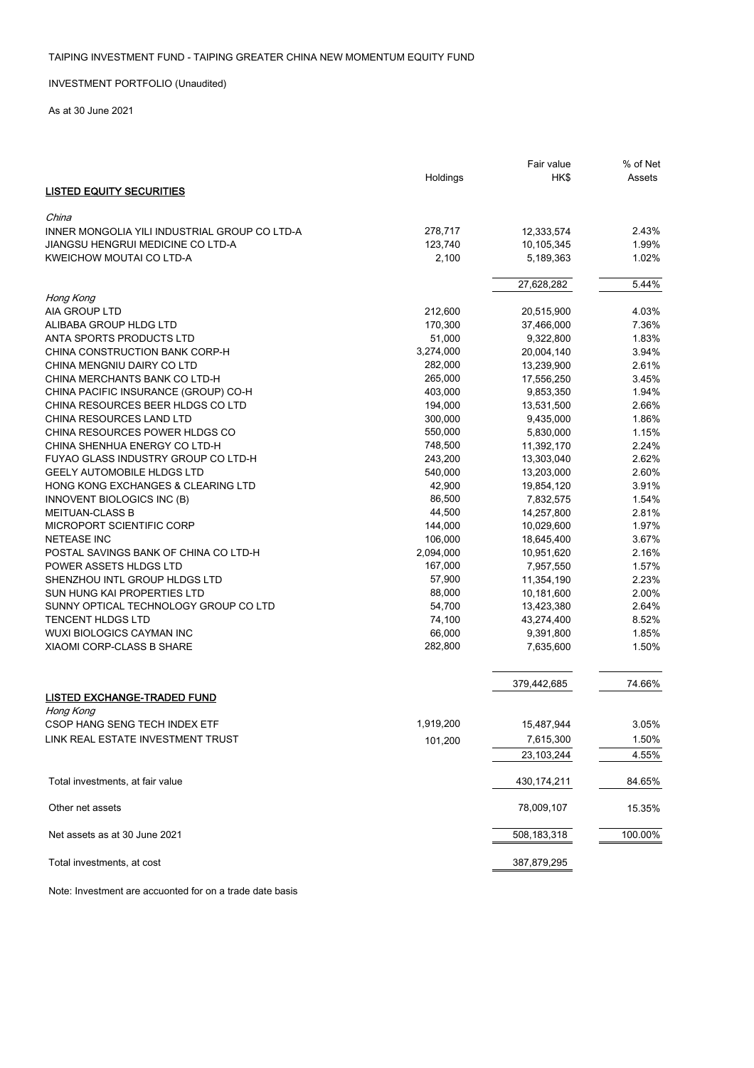TAIPING INVESTMENT FUND - TAIPING GREATER CHINA NEW MOMENTUM EQUITY FUND

INVESTMENT PORTFOLIO (Unaudited)

As at 30 June 2021

| | Holdings | Fair value HK$ | % of Net Assets |
|---|---|---|---|
| **LISTED EQUITY SECURITIES** | | | |
| *China* | | | |
| INNER MONGOLIA YILI INDUSTRIAL GROUP CO LTD-A | 278,717 | 12,333,574 | 2.43% |
| JIANGSU HENGRUI MEDICINE CO LTD-A | 123,740 | 10,105,345 | 1.99% |
| KWEICHOW MOUTAI CO LTD-A | 2,100 | 5,189,363 | 1.02% |
| | | 27,628,282 | 5.44% |
| *Hong Kong* | | | |
| AIA GROUP LTD | 212,600 | 20,515,900 | 4.03% |
| ALIBABA GROUP HLDG LTD | 170,300 | 37,466,000 | 7.36% |
| ANTA SPORTS PRODUCTS LTD | 51,000 | 9,322,800 | 1.83% |
| CHINA CONSTRUCTION BANK CORP-H | 3,274,000 | 20,004,140 | 3.94% |
| CHINA MENGNIU DAIRY CO LTD | 282,000 | 13,239,900 | 2.61% |
| CHINA MERCHANTS BANK CO LTD-H | 265,000 | 17,556,250 | 3.45% |
| CHINA PACIFIC INSURANCE (GROUP) CO-H | 403,000 | 9,853,350 | 1.94% |
| CHINA RESOURCES BEER HLDGS CO LTD | 194,000 | 13,531,500 | 2.66% |
| CHINA RESOURCES LAND LTD | 300,000 | 9,435,000 | 1.86% |
| CHINA RESOURCES POWER HLDGS CO | 550,000 | 5,830,000 | 1.15% |
| CHINA SHENHUA ENERGY CO LTD-H | 748,500 | 11,392,170 | 2.24% |
| FUYAO GLASS INDUSTRY GROUP CO LTD-H | 243,200 | 13,303,040 | 2.62% |
| GEELY AUTOMOBILE HLDGS LTD | 540,000 | 13,203,000 | 2.60% |
| HONG KONG EXCHANGES & CLEARING LTD | 42,900 | 19,854,120 | 3.91% |
| INNOVENT BIOLOGICS INC (B) | 86,500 | 7,832,575 | 1.54% |
| MEITUAN-CLASS B | 44,500 | 14,257,800 | 2.81% |
| MICROPORT SCIENTIFIC CORP | 144,000 | 10,029,600 | 1.97% |
| NETEASE INC | 106,000 | 18,645,400 | 3.67% |
| POSTAL SAVINGS BANK OF CHINA CO LTD-H | 2,094,000 | 10,951,620 | 2.16% |
| POWER ASSETS HLDGS LTD | 167,000 | 7,957,550 | 1.57% |
| SHENZHOU INTL GROUP HLDGS LTD | 57,900 | 11,354,190 | 2.23% |
| SUN HUNG KAI PROPERTIES LTD | 88,000 | 10,181,600 | 2.00% |
| SUNNY OPTICAL TECHNOLOGY GROUP CO LTD | 54,700 | 13,423,380 | 2.64% |
| TENCENT HLDGS LTD | 74,100 | 43,274,400 | 8.52% |
| WUXI BIOLOGICS CAYMAN INC | 66,000 | 9,391,800 | 1.85% |
| XIAOMI CORP-CLASS B SHARE | 282,800 | 7,635,600 | 1.50% |
| | | 379,442,685 | 74.66% |
| **LISTED EXCHANGE-TRADED FUND** | | | |
| *Hong Kong* | | | |
| CSOP HANG SENG TECH INDEX ETF | 1,919,200 | 15,487,944 | 3.05% |
| LINK REAL ESTATE INVESTMENT TRUST | 101,200 | 7,615,300 | 1.50% |
| | | 23,103,244 | 4.55% |
| Total investments, at fair value | | 430,174,211 | 84.65% |
| Other net assets | | 78,009,107 | 15.35% |
| Net assets as at 30 June 2021 | | 508,183,318 | 100.00% |
| Total investments, at cost | | 387,879,295 | |

Note: Investment are accuonted for on a trade date basis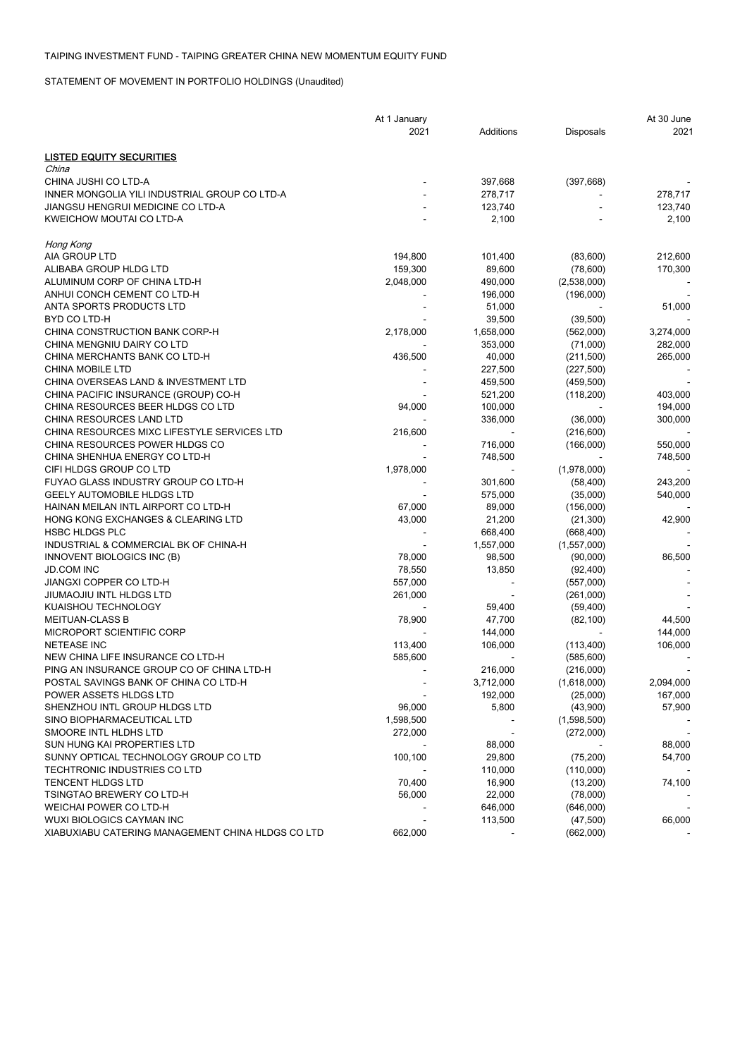TAIPING INVESTMENT FUND - TAIPING GREATER CHINA NEW MOMENTUM EQUITY FUND

STATEMENT OF MOVEMENT IN PORTFOLIO HOLDINGS (Unaudited)

| | At 1 January 2021 | Additions | Disposals | At 30 June 2021 |
|---|---|---|---|---|
| **LISTED EQUITY SECURITIES** | | | | |
| *China* | | | | |
| CHINA JUSHI CO LTD-A | - | 397,668 | (397,668) | - |
| INNER MONGOLIA YILI INDUSTRIAL GROUP CO LTD-A | - | 278,717 | - | 278,717 |
| JIANGSU HENGRUI MEDICINE CO LTD-A | - | 123,740 | - | 123,740 |
| KWEICHOW MOUTAI CO LTD-A | - | 2,100 | - | 2,100 |
| *Hong Kong* | | | | |
| AIA GROUP LTD | 194,800 | 101,400 | (83,600) | 212,600 |
| ALIBABA GROUP HLDG LTD | 159,300 | 89,600 | (78,600) | 170,300 |
| ALUMINUM CORP OF CHINA LTD-H | 2,048,000 | 490,000 | (2,538,000) | - |
| ANHUI CONCH CEMENT CO LTD-H | - | 196,000 | (196,000) | - |
| ANTA SPORTS PRODUCTS LTD | - | 51,000 | - | 51,000 |
| BYD CO LTD-H | - | 39,500 | (39,500) | - |
| CHINA CONSTRUCTION BANK CORP-H | 2,178,000 | 1,658,000 | (562,000) | 3,274,000 |
| CHINA MENGNIU DAIRY CO LTD | - | 353,000 | (71,000) | 282,000 |
| CHINA MERCHANTS BANK CO LTD-H | 436,500 | 40,000 | (211,500) | 265,000 |
| CHINA MOBILE LTD | - | 227,500 | (227,500) | - |
| CHINA OVERSEAS LAND & INVESTMENT LTD | - | 459,500 | (459,500) | - |
| CHINA PACIFIC INSURANCE (GROUP) CO-H | - | 521,200 | (118,200) | 403,000 |
| CHINA RESOURCES BEER HLDGS CO LTD | 94,000 | 100,000 | - | 194,000 |
| CHINA RESOURCES LAND LTD | - | 336,000 | (36,000) | 300,000 |
| CHINA RESOURCES MIXC LIFESTYLE SERVICES LTD | 216,600 | - | (216,600) | - |
| CHINA RESOURCES POWER HLDGS CO | - | 716,000 | (166,000) | 550,000 |
| CHINA SHENHUA ENERGY CO LTD-H | - | 748,500 | - | 748,500 |
| CIFI HLDGS GROUP CO LTD | 1,978,000 | - | (1,978,000) | - |
| FUYAO GLASS INDUSTRY GROUP CO LTD-H | - | 301,600 | (58,400) | 243,200 |
| GEELY AUTOMOBILE HLDGS LTD | - | 575,000 | (35,000) | 540,000 |
| HAINAN MEILAN INTL AIRPORT CO LTD-H | 67,000 | 89,000 | (156,000) | - |
| HONG KONG EXCHANGES & CLEARING LTD | 43,000 | 21,200 | (21,300) | 42,900 |
| HSBC HLDGS PLC | - | 668,400 | (668,400) | - |
| INDUSTRIAL & COMMERCIAL BK OF CHINA-H | - | 1,557,000 | (1,557,000) | - |
| INNOVENT BIOLOGICS INC (B) | 78,000 | 98,500 | (90,000) | 86,500 |
| JD.COM INC | 78,550 | 13,850 | (92,400) | - |
| JIANGXI COPPER CO LTD-H | 557,000 | - | (557,000) | - |
| JIUMAOJIU INTL HLDGS LTD | 261,000 | - | (261,000) | - |
| KUAISHOU TECHNOLOGY | - | 59,400 | (59,400) | - |
| MEITUAN-CLASS B | 78,900 | 47,700 | (82,100) | 44,500 |
| MICROPORT SCIENTIFIC CORP | - | 144,000 | - | 144,000 |
| NETEASE INC | 113,400 | 106,000 | (113,400) | 106,000 |
| NEW CHINA LIFE INSURANCE CO LTD-H | 585,600 | - | (585,600) | - |
| PING AN INSURANCE GROUP CO OF CHINA LTD-H | - | 216,000 | (216,000) | - |
| POSTAL SAVINGS BANK OF CHINA CO LTD-H | - | 3,712,000 | (1,618,000) | 2,094,000 |
| POWER ASSETS HLDGS LTD | - | 192,000 | (25,000) | 167,000 |
| SHENZHOU INTL GROUP HLDGS LTD | 96,000 | 5,800 | (43,900) | 57,900 |
| SINO BIOPHARMACEUTICAL LTD | 1,598,500 | - | (1,598,500) | - |
| SMOORE INTL HLDHS LTD | 272,000 | - | (272,000) | - |
| SUN HUNG KAI PROPERTIES LTD | - | 88,000 | - | 88,000 |
| SUNNY OPTICAL TECHNOLOGY GROUP CO LTD | 100,100 | 29,800 | (75,200) | 54,700 |
| TECHTRONIC INDUSTRIES CO LTD | - | 110,000 | (110,000) | - |
| TENCENT HLDGS LTD | 70,400 | 16,900 | (13,200) | 74,100 |
| TSINGTAO BREWERY CO LTD-H | 56,000 | 22,000 | (78,000) | - |
| WEICHAI POWER CO LTD-H | - | 646,000 | (646,000) | - |
| WUXI BIOLOGICS CAYMAN INC | - | 113,500 | (47,500) | 66,000 |
| XIABUXIABU CATERING MANAGEMENT CHINA HLDGS CO LTD | 662,000 | - | (662,000) | - |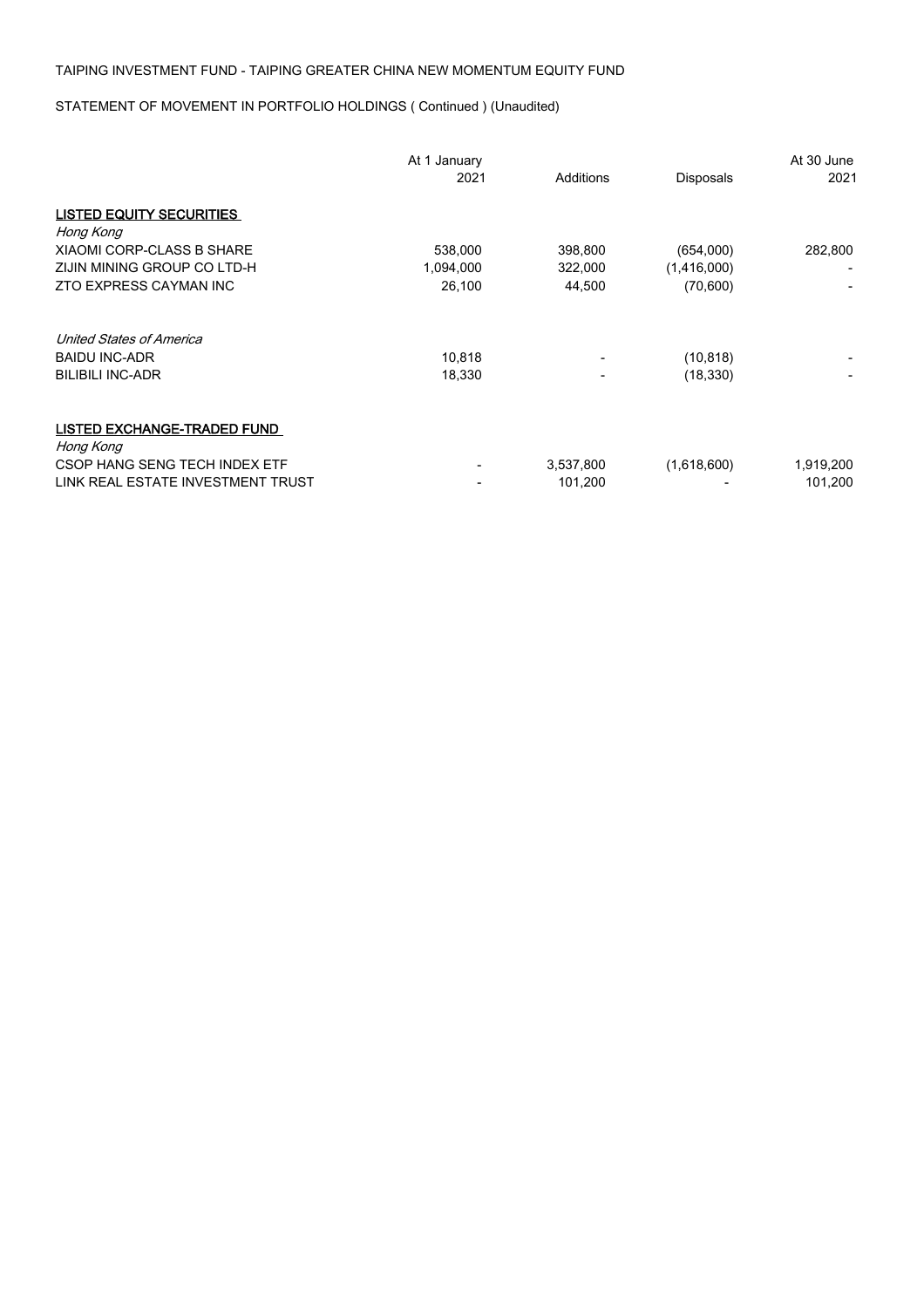TAIPING INVESTMENT FUND - TAIPING GREATER CHINA NEW MOMENTUM EQUITY FUND

STATEMENT OF MOVEMENT IN PORTFOLIO HOLDINGS ( Continued ) (Unaudited)

| | At 1 January 2021 | Additions | Disposals | At 30 June 2021 |
|---|---|---|---|---|
| **LISTED EQUITY SECURITIES** | | | | |
| *Hong Kong* | | | | |
| XIAOMI CORP-CLASS B SHARE | 538,000 | 398,800 | (654,000) | 282,800 |
| ZIJIN MINING GROUP CO LTD-H | 1,094,000 | 322,000 | (1,416,000) | - |
| ZTO EXPRESS CAYMAN INC | 26,100 | 44,500 | (70,600) | - |
| *United States of America* | | | | |
| BAIDU INC-ADR | 10,818 | - | (10,818) | - |
| BILIBILI INC-ADR | 18,330 | - | (18,330) | - |
| **LISTED EXCHANGE-TRADED FUND** | | | | |
| *Hong Kong* | | | | |
| CSOP HANG SENG TECH INDEX ETF | - | 3,537,800 | (1,618,600) | 1,919,200 |
| LINK REAL ESTATE INVESTMENT TRUST | - | 101,200 | - | 101,200 |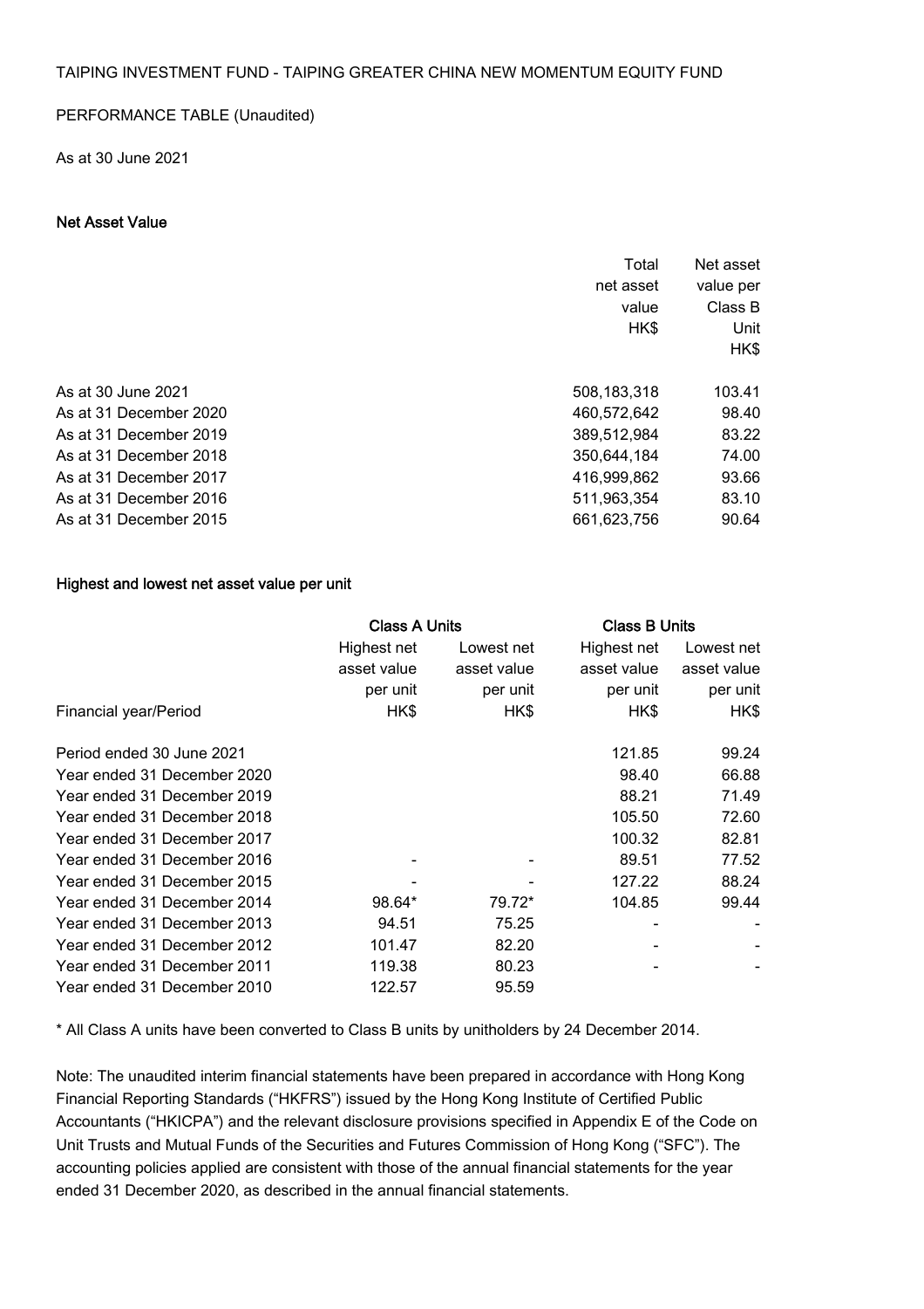TAIPING INVESTMENT FUND - TAIPING GREATER CHINA NEW MOMENTUM EQUITY FUND

PERFORMANCE TABLE (Unaudited)

As at 30 June 2021

## Net Asset Value

| | Total net asset value HK$ | Net asset value per Class B Unit HK$ |
|---|---|---|
| As at 30 June 2021 | 508,183,318 | 103.41 |
| As at 31 December 2020 | 460,572,642 | 98.40 |
| As at 31 December 2019 | 389,512,984 | 83.22 |
| As at 31 December 2018 | 350,644,184 | 74.00 |
| As at 31 December 2017 | 416,999,862 | 93.66 |
| As at 31 December 2016 | 511,963,354 | 83.10 |
| As at 31 December 2015 | 661,623,756 | 90.64 |

## Highest and lowest net asset value per unit

| | Class A Units | | Class B Units | |
|---|---|---|---|---|
| Financial year/Period | Highest net asset value per unit HK$ | Lowest net asset value per unit HK$ | Highest net asset value per unit HK$ | Lowest net asset value per unit HK$ |
| Period ended 30 June 2021 | | | 121.85 | 99.24 |
| Year ended 31 December 2020 | | | 98.40 | 66.88 |
| Year ended 31 December 2019 | | | 88.21 | 71.49 |
| Year ended 31 December 2018 | | | 105.50 | 72.60 |
| Year ended 31 December 2017 | | | 100.32 | 82.81 |
| Year ended 31 December 2016 | - | - | 89.51 | 77.52 |
| Year ended 31 December 2015 | - | - | 127.22 | 88.24 |
| Year ended 31 December 2014 | 98.64* | 79.72* | 104.85 | 99.44 |
| Year ended 31 December 2013 | 94.51 | 75.25 | - | - |
| Year ended 31 December 2012 | 101.47 | 82.20 | - | - |
| Year ended 31 December 2011 | 119.38 | 80.23 | - | - |
| Year ended 31 December 2010 | 122.57 | 95.59 | | |

* All Class A units have been converted to Class B units by unitholders by 24 December 2014.

Note: The unaudited interim financial statements have been prepared in accordance with Hong Kong Financial Reporting Standards ("HKFRS") issued by the Hong Kong Institute of Certified Public Accountants ("HKICPA") and the relevant disclosure provisions specified in Appendix E of the Code on Unit Trusts and Mutual Funds of the Securities and Futures Commission of Hong Kong ("SFC"). The accounting policies applied are consistent with those of the annual financial statements for the year ended 31 December 2020, as described in the annual financial statements.